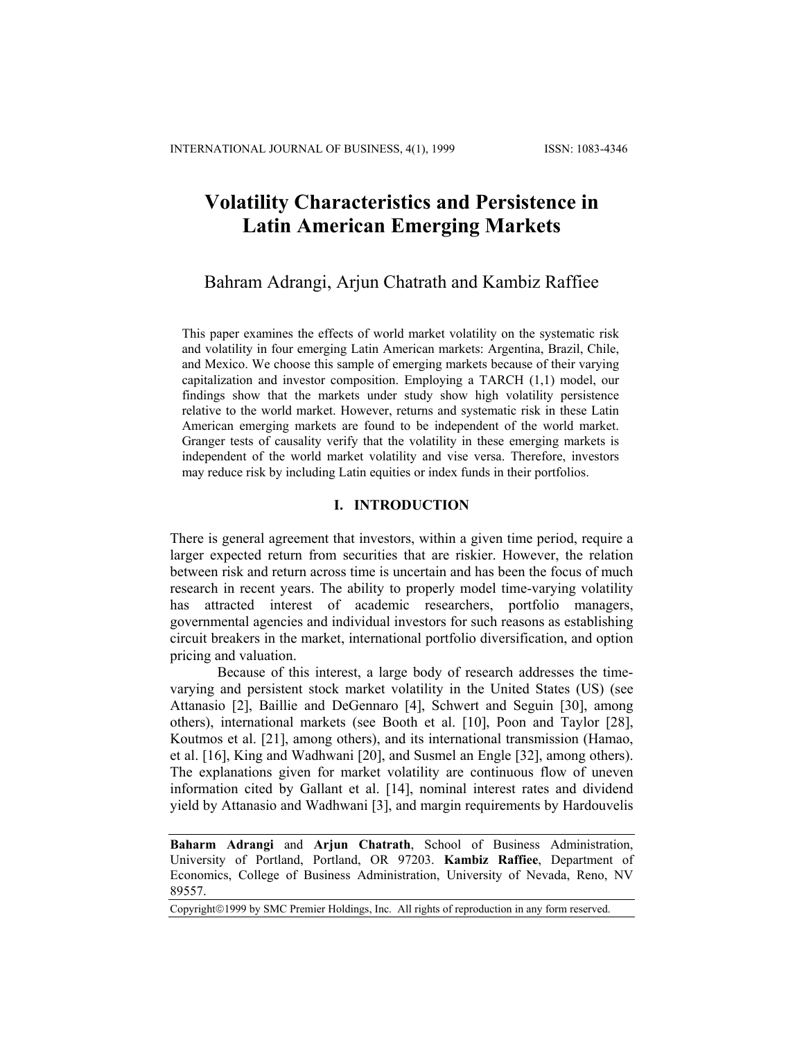# Volatility Characteristics and Persistence in Latin American Emerging Markets

Bahram Adrangi, Arjun Chatrath and Kambiz Raffiee

This paper examines the effects of world market volatility on the systematic risk and volatility in four emerging Latin American markets: Argentina, Brazil, Chile, and Mexico. We choose this sample of emerging markets because of their varying capitalization and investor composition. Employing a TARCH (1,1) model, our findings show that the markets under study show high volatility persistence relative to the world market. However, returns and systematic risk in these Latin American emerging markets are found to be independent of the world market. Granger tests of causality verify that the volatility in these emerging markets is independent of the world market volatility and vise versa. Therefore, investors may reduce risk by including Latin equities or index funds in their portfolios.

## I. INTRODUCTION

There is general agreement that investors, within a given time period, require a larger expected return from securities that are riskier. However, the relation between risk and return across time is uncertain and has been the focus of much research in recent years. The ability to properly model time-varying volatility has attracted interest of academic researchers, portfolio managers, governmental agencies and individual investors for such reasons as establishing circuit breakers in the market, international portfolio diversification, and option pricing and valuation.

Because of this interest, a large body of research addresses the time-varying and persistent stock market volatility in the United States (US) (see Attanasio [2], Baillie and DeGennaro [4], Schwert and Seguin [30], among others), international markets (see Booth et al. [10], Poon and Taylor [28], Koutmos et al. [21], among others), and its international transmission (Hamao, et al. [16], King and Wadhwani [20], and Susmel an Engle [32], among others). The explanations given for market volatility are continuous flow of uneven information cited by Gallant et al. [14], nominal interest rates and dividend yield by Attanasio and Wadhwani [3], and margin requirements by Hardouvelis

---

**Baharm Adrangi** and **Arjun Chatrath**, School of Business Administration, University of Portland, Portland, OR 97203. **Kambiz Raffiee**, Department of Economics, College of Business Administration, University of Nevada, Reno, NV 89557.

Copyright©1999 by SMC Premier Holdings, Inc. All rights of reproduction in any form reserved.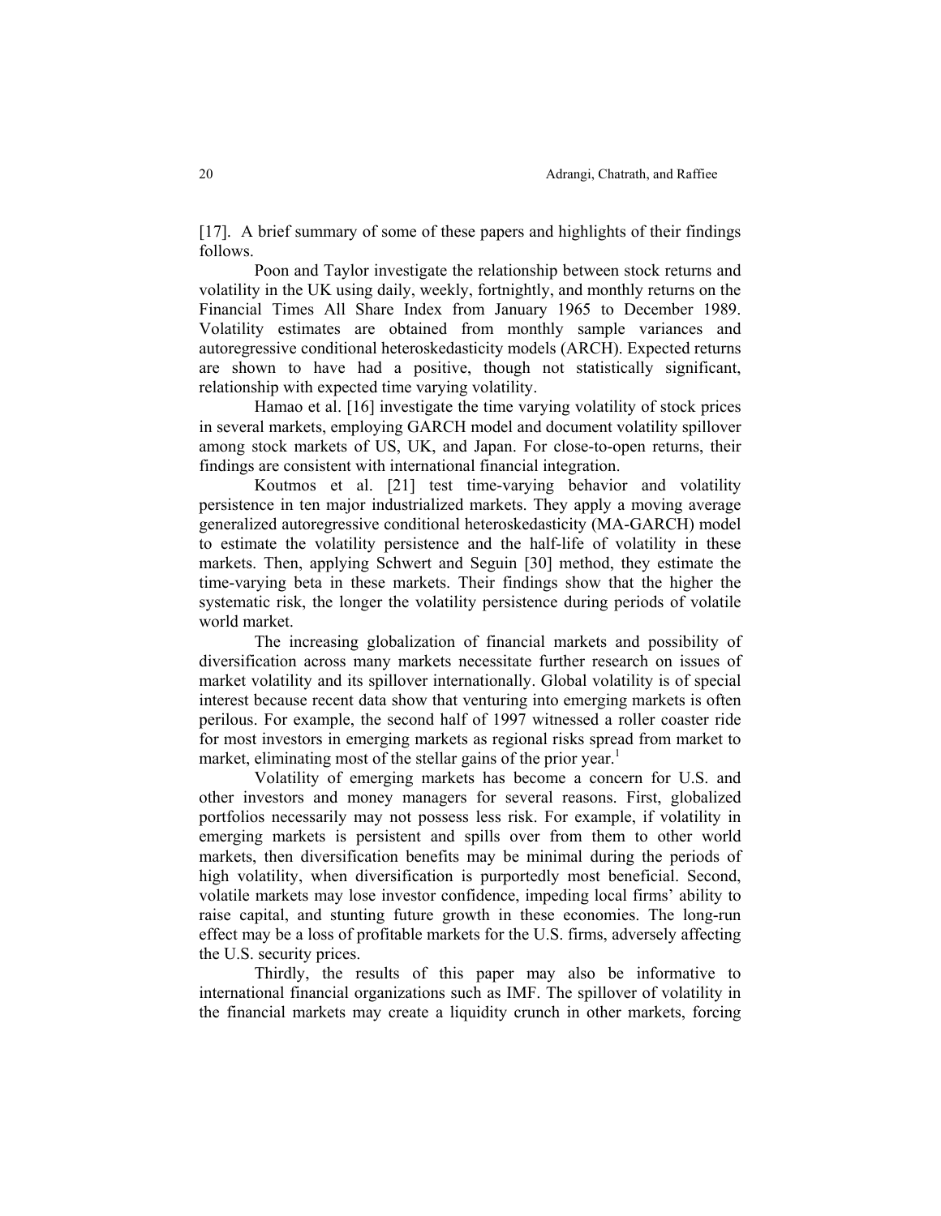[17]. A brief summary of some of these papers and highlights of their findings follows.

Poon and Taylor investigate the relationship between stock returns and volatility in the UK using daily, weekly, fortnightly, and monthly returns on the Financial Times All Share Index from January 1965 to December 1989. Volatility estimates are obtained from monthly sample variances and autoregressive conditional heteroskedasticity models (ARCH). Expected returns are shown to have had a positive, though not statistically significant, relationship with expected time varying volatility.

Hamao et al. [16] investigate the time varying volatility of stock prices in several markets, employing GARCH model and document volatility spillover among stock markets of US, UK, and Japan. For close-to-open returns, their findings are consistent with international financial integration.

Koutmos et al. [21] test time-varying behavior and volatility persistence in ten major industrialized markets. They apply a moving average generalized autoregressive conditional heteroskedasticity (MA-GARCH) model to estimate the volatility persistence and the half-life of volatility in these markets. Then, applying Schwert and Seguin [30] method, they estimate the time-varying beta in these markets. Their findings show that the higher the systematic risk, the longer the volatility persistence during periods of volatile world market.

The increasing globalization of financial markets and possibility of diversification across many markets necessitate further research on issues of market volatility and its spillover internationally. Global volatility is of special interest because recent data show that venturing into emerging markets is often perilous. For example, the second half of 1997 witnessed a roller coaster ride for most investors in emerging markets as regional risks spread from market to market, eliminating most of the stellar gains of the prior year.[1]

Volatility of emerging markets has become a concern for U.S. and other investors and money managers for several reasons. First, globalized portfolios necessarily may not possess less risk. For example, if volatility in emerging markets is persistent and spills over from them to other world markets, then diversification benefits may be minimal during the periods of high volatility, when diversification is purportedly most beneficial. Second, volatile markets may lose investor confidence, impeding local firms' ability to raise capital, and stunting future growth in these economies. The long-run effect may be a loss of profitable markets for the U.S. firms, adversely affecting the U.S. security prices.

Thirdly, the results of this paper may also be informative to international financial organizations such as IMF. The spillover of volatility in the financial markets may create a liquidity crunch in other markets, forcing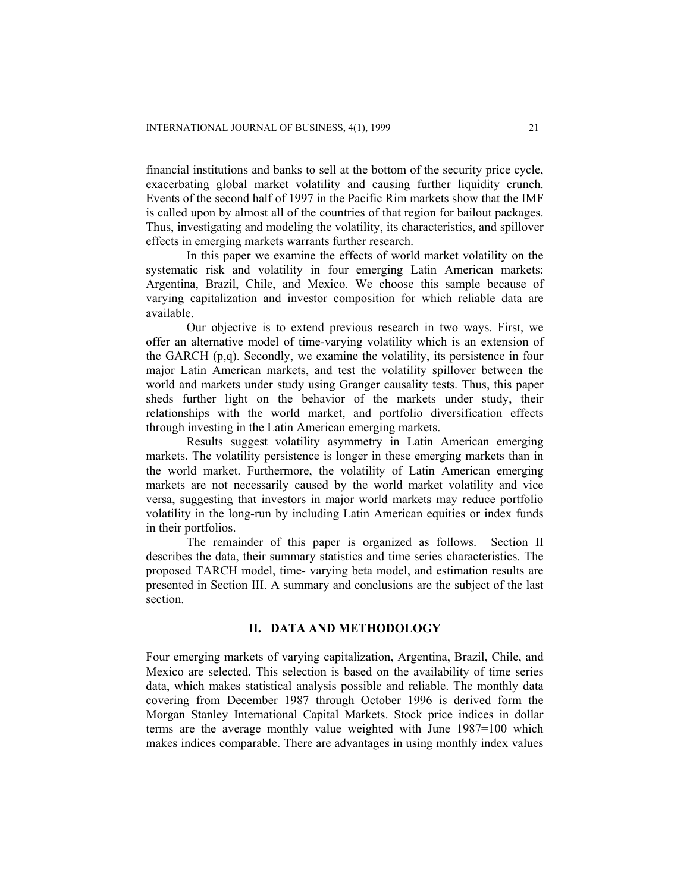financial institutions and banks to sell at the bottom of the security price cycle, exacerbating global market volatility and causing further liquidity crunch. Events of the second half of 1997 in the Pacific Rim markets show that the IMF is called upon by almost all of the countries of that region for bailout packages. Thus, investigating and modeling the volatility, its characteristics, and spillover effects in emerging markets warrants further research.

In this paper we examine the effects of world market volatility on the systematic risk and volatility in four emerging Latin American markets: Argentina, Brazil, Chile, and Mexico. We choose this sample because of varying capitalization and investor composition for which reliable data are available.

Our objective is to extend previous research in two ways. First, we offer an alternative model of time-varying volatility which is an extension of the GARCH (p,q). Secondly, we examine the volatility, its persistence in four major Latin American markets, and test the volatility spillover between the world and markets under study using Granger causality tests. Thus, this paper sheds further light on the behavior of the markets under study, their relationships with the world market, and portfolio diversification effects through investing in the Latin American emerging markets.

Results suggest volatility asymmetry in Latin American emerging markets. The volatility persistence is longer in these emerging markets than in the world market. Furthermore, the volatility of Latin American emerging markets are not necessarily caused by the world market volatility and vice versa, suggesting that investors in major world markets may reduce portfolio volatility in the long-run by including Latin American equities or index funds in their portfolios.

The remainder of this paper is organized as follows. Section II describes the data, their summary statistics and time series characteristics. The proposed TARCH model, time- varying beta model, and estimation results are presented in Section III. A summary and conclusions are the subject of the last section.

## II. DATA AND METHODOLOGY

Four emerging markets of varying capitalization, Argentina, Brazil, Chile, and Mexico are selected. This selection is based on the availability of time series data, which makes statistical analysis possible and reliable. The monthly data covering from December 1987 through October 1996 is derived form the Morgan Stanley International Capital Markets. Stock price indices in dollar terms are the average monthly value weighted with June 1987=100 which makes indices comparable. There are advantages in using monthly index values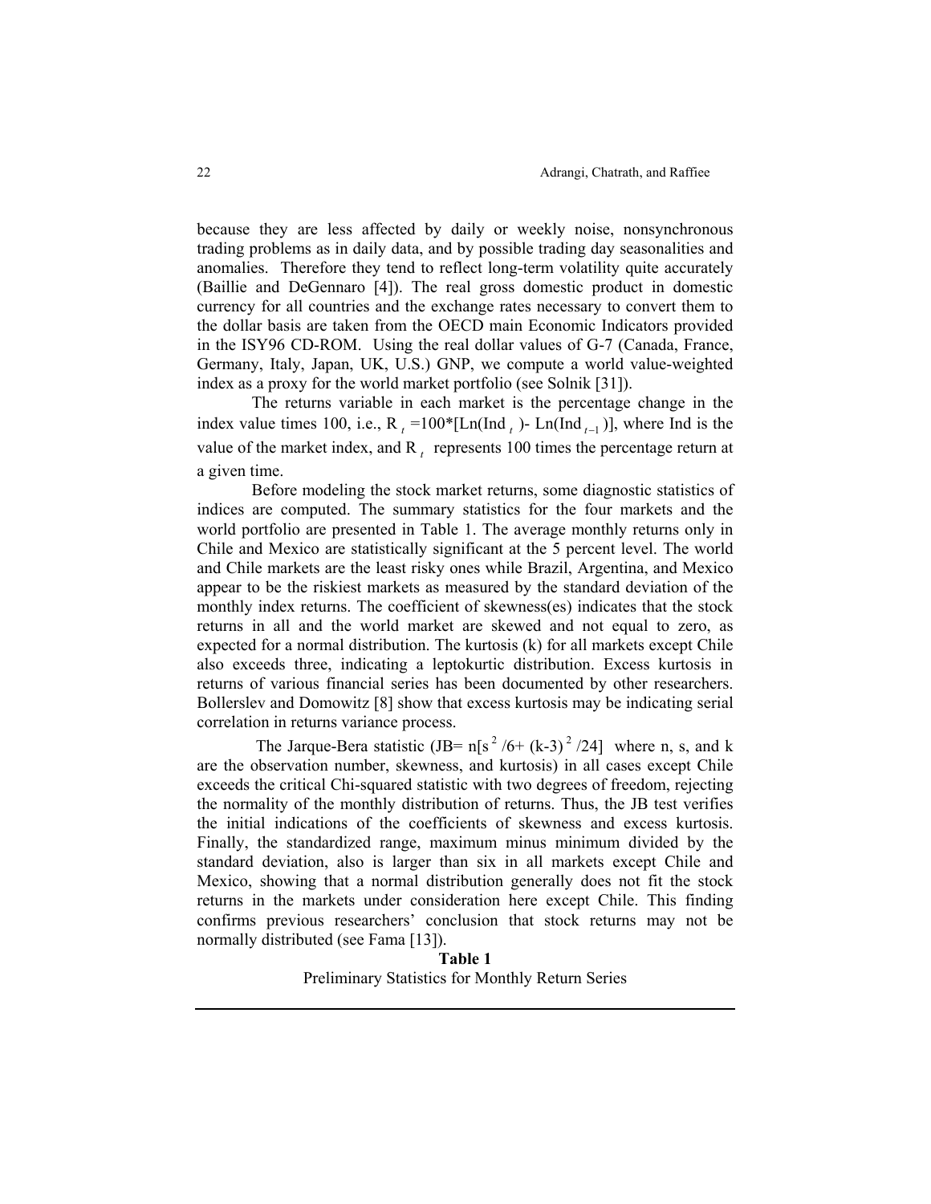because they are less affected by daily or weekly noise, nonsynchronous trading problems as in daily data, and by possible trading day seasonalities and anomalies. Therefore they tend to reflect long-term volatility quite accurately (Baillie and DeGennaro [4]). The real gross domestic product in domestic currency for all countries and the exchange rates necessary to convert them to the dollar basis are taken from the OECD main Economic Indicators provided in the ISY96 CD-ROM. Using the real dollar values of G-7 (Canada, France, Germany, Italy, Japan, UK, U.S.) GNP, we compute a world value-weighted index as a proxy for the world market portfolio (see Solnik [31]).

The returns variable in each market is the percentage change in the index value times 100, i.e., $R_t = 100*[\text{Ln}(\text{Ind}_t) - \text{Ln}(\text{Ind}_{t-1})]$, where Ind is the value of the market index, and $R_t$ represents 100 times the percentage return at a given time.

Before modeling the stock market returns, some diagnostic statistics of indices are computed. The summary statistics for the four markets and the world portfolio are presented in Table 1. The average monthly returns only in Chile and Mexico are statistically significant at the 5 percent level. The world and Chile markets are the least risky ones while Brazil, Argentina, and Mexico appear to be the riskiest markets as measured by the standard deviation of the monthly index returns. The coefficient of skewness(es) indicates that the stock returns in all and the world market are skewed and not equal to zero, as expected for a normal distribution. The kurtosis (k) for all markets except Chile also exceeds three, indicating a leptokurtic distribution. Excess kurtosis in returns of various financial series has been documented by other researchers. Bollerslev and Domowitz [8] show that excess kurtosis may be indicating serial correlation in returns variance process.

The Jarque-Bera statistic ($JB = n[s^2/6 + (k-3)^2/24]$ where n, s, and k are the observation number, skewness, and kurtosis) in all cases except Chile exceeds the critical Chi-squared statistic with two degrees of freedom, rejecting the normality of the monthly distribution of returns. Thus, the JB test verifies the initial indications of the coefficients of skewness and excess kurtosis. Finally, the standardized range, maximum minus minimum divided by the standard deviation, also is larger than six in all markets except Chile and Mexico, showing that a normal distribution generally does not fit the stock returns in the markets under consideration here except Chile. This finding confirms previous researchers' conclusion that stock returns may not be normally distributed (see Fama [13]).

**Table 1**

Preliminary Statistics for Monthly Return Series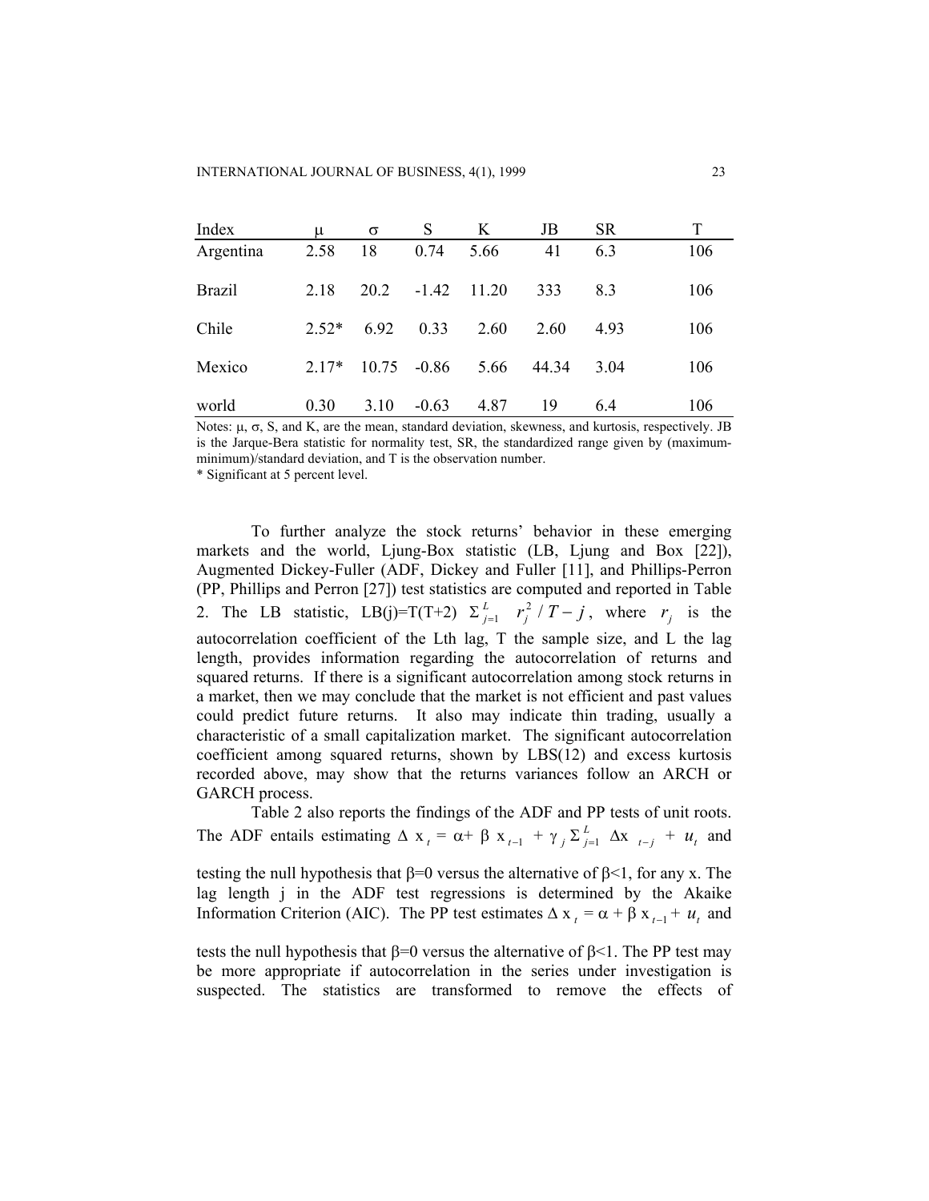| Index | μ | σ | S | K | JB | SR | T |
|---|---|---|---|---|---|---|---|
| Argentina | 2.58 | 18 | 0.74 | 5.66 | 41 | 6.3 | 106 |
| Brazil | 2.18 | 20.2 | -1.42 | 11.20 | 333 | 8.3 | 106 |
| Chile | 2.52* | 6.92 | 0.33 | 2.60 | 2.60 | 4.93 | 106 |
| Mexico | 2.17* | 10.75 | -0.86 | 5.66 | 44.34 | 3.04 | 106 |
| world | 0.30 | 3.10 | -0.63 | 4.87 | 19 | 6.4 | 106 |

Notes: μ, σ, S, and K, are the mean, standard deviation, skewness, and kurtosis, respectively. JB is the Jarque-Bera statistic for normality test, SR, the standardized range given by (maximum-minimum)/standard deviation, and T is the observation number.

* Significant at 5 percent level.

To further analyze the stock returns' behavior in these emerging markets and the world, Ljung-Box statistic (LB, Ljung and Box [22]), Augmented Dickey-Fuller (ADF, Dickey and Fuller [11], and Phillips-Perron (PP, Phillips and Perron [27]) test statistics are computed and reported in Table 2. The LB statistic, $LB(j)=T(T+2)\ \Sigma_{j=1}^{L}\ r_j^2 / T-j$, where $r_j$ is the autocorrelation coefficient of the Lth lag, T the sample size, and L the lag length, provides information regarding the autocorrelation of returns and squared returns. If there is a significant autocorrelation among stock returns in a market, then we may conclude that the market is not efficient and past values could predict future returns. It also may indicate thin trading, usually a characteristic of a small capitalization market. The significant autocorrelation coefficient among squared returns, shown by LBS(12) and excess kurtosis recorded above, may show that the returns variances follow an ARCH or GARCH process.

Table 2 also reports the findings of the ADF and PP tests of unit roots. The ADF entails estimating $\Delta x_t = \alpha + \beta x_{t-1} + \gamma_j \Sigma_{j=1}^{L} \Delta x_{t-j} + u_t$ and testing the null hypothesis that β=0 versus the alternative of β<1, for any x. The lag length j in the ADF test regressions is determined by the Akaike Information Criterion (AIC). The PP test estimates $\Delta x_t = \alpha + \beta x_{t-1} + u_t$ and tests the null hypothesis that β=0 versus the alternative of β<1. The PP test may be more appropriate if autocorrelation in the series under investigation is suspected. The statistics are transformed to remove the effects of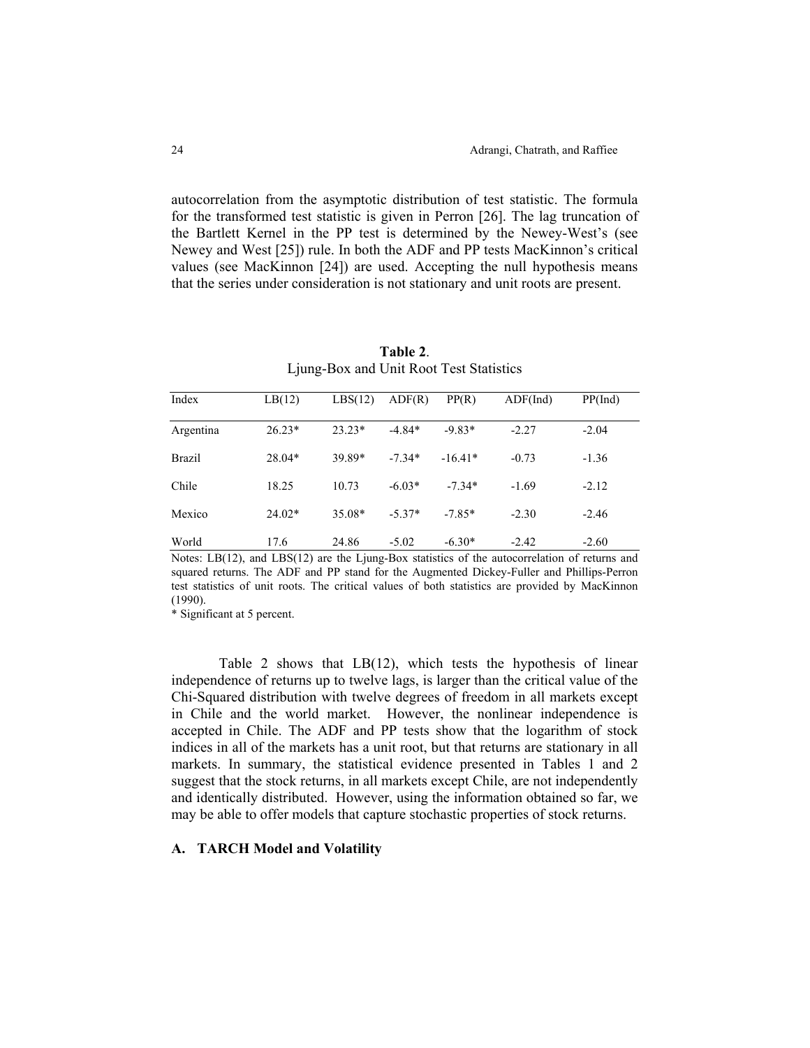autocorrelation from the asymptotic distribution of test statistic. The formula for the transformed test statistic is given in Perron [26]. The lag truncation of the Bartlett Kernel in the PP test is determined by the Newey-West's (see Newey and West [25]) rule. In both the ADF and PP tests MacKinnon's critical values (see MacKinnon [24]) are used. Accepting the null hypothesis means that the series under consideration is not stationary and unit roots are present.

**Table 2**.
Ljung-Box and Unit Root Test Statistics

| Index | LB(12) | LBS(12) | ADF(R) | PP(R) | ADF(Ind) | PP(Ind) |
|---|---|---|---|---|---|---|
| Argentina | 26.23* | 23.23* | -4.84* | -9.83* | -2.27 | -2.04 |
| Brazil | 28.04* | 39.89* | -7.34* | -16.41* | -0.73 | -1.36 |
| Chile | 18.25 | 10.73 | -6.03* | -7.34* | -1.69 | -2.12 |
| Mexico | 24.02* | 35.08* | -5.37* | -7.85* | -2.30 | -2.46 |
| World | 17.6 | 24.86 | -5.02 | -6.30* | -2.42 | -2.60 |

Notes: LB(12), and LBS(12) are the Ljung-Box statistics of the autocorrelation of returns and squared returns. The ADF and PP stand for the Augmented Dickey-Fuller and Phillips-Perron test statistics of unit roots. The critical values of both statistics are provided by MacKinnon (1990).
* Significant at 5 percent.

Table 2 shows that LB(12), which tests the hypothesis of linear independence of returns up to twelve lags, is larger than the critical value of the Chi-Squared distribution with twelve degrees of freedom in all markets except in Chile and the world market. However, the nonlinear independence is accepted in Chile. The ADF and PP tests show that the logarithm of stock indices in all of the markets has a unit root, but that returns are stationary in all markets. In summary, the statistical evidence presented in Tables 1 and 2 suggest that the stock returns, in all markets except Chile, are not independently and identically distributed. However, using the information obtained so far, we may be able to offer models that capture stochastic properties of stock returns.

### A. TARCH Model and Volatility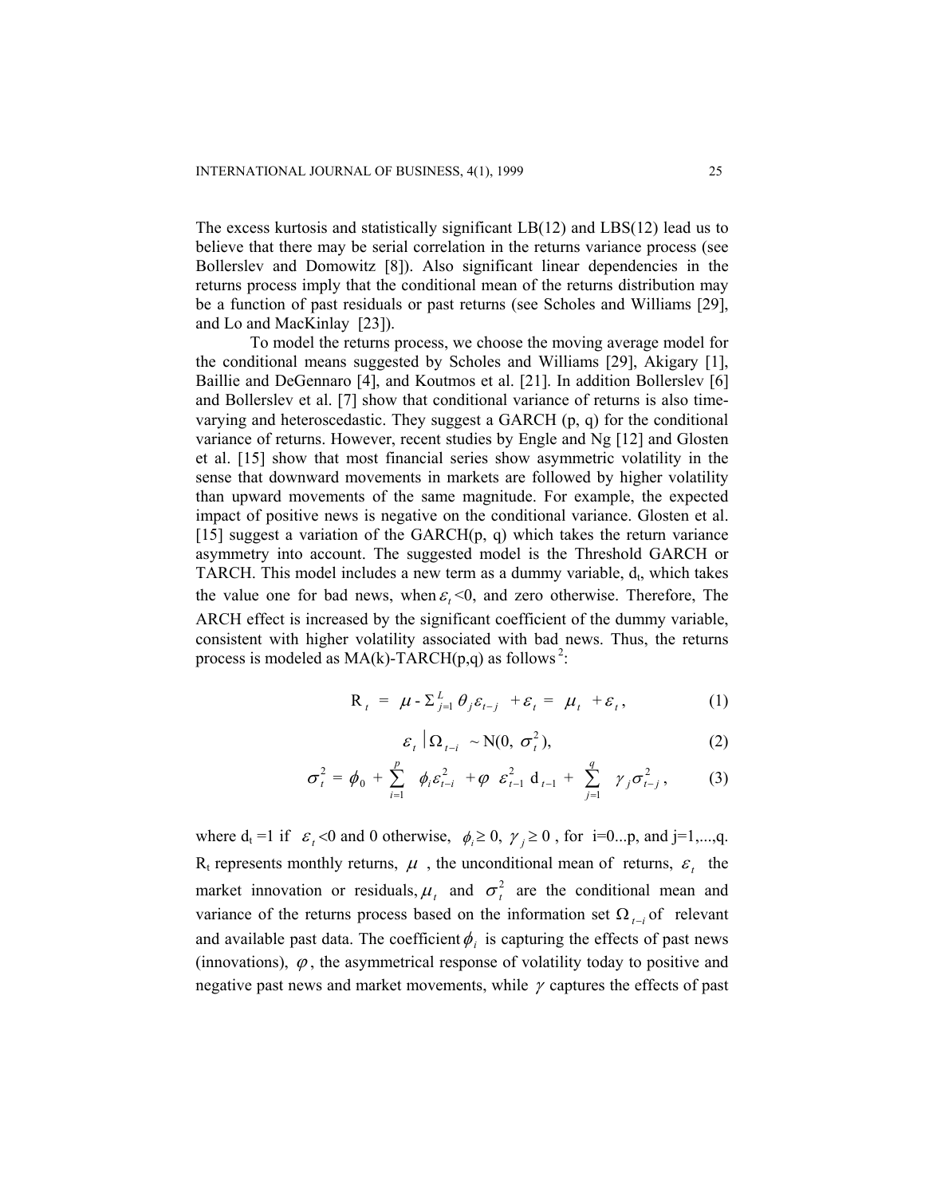The excess kurtosis and statistically significant LB(12) and LBS(12) lead us to believe that there may be serial correlation in the returns variance process (see Bollerslev and Domowitz [8]). Also significant linear dependencies in the returns process imply that the conditional mean of the returns distribution may be a function of past residuals or past returns (see Scholes and Williams [29], and Lo and MacKinlay [23]).

To model the returns process, we choose the moving average model for the conditional means suggested by Scholes and Williams [29], Akigary [1], Baillie and DeGennaro [4], and Koutmos et al. [21]. In addition Bollerslev [6] and Bollerslev et al. [7] show that conditional variance of returns is also time-varying and heteroscedastic. They suggest a GARCH (p, q) for the conditional variance of returns. However, recent studies by Engle and Ng [12] and Glosten et al. [15] show that most financial series show asymmetric volatility in the sense that downward movements in markets are followed by higher volatility than upward movements of the same magnitude. For example, the expected impact of positive news is negative on the conditional variance. Glosten et al. [15] suggest a variation of the GARCH(p, q) which takes the return variance asymmetry into account. The suggested model is the Threshold GARCH or TARCH. This model includes a new term as a dummy variable, $d_t$, which takes the value one for bad news, when $\varepsilon_t < 0$, and zero otherwise. Therefore, The ARCH effect is increased by the significant coefficient of the dummy variable, consistent with higher volatility associated with bad news. Thus, the returns process is modeled as MA(k)-TARCH(p,q) as follows [2]:

$$R_t = \mu - \Sigma_{j=1}^{L} \theta_j \varepsilon_{t-j} + \varepsilon_t = \mu_t + \varepsilon_t, \tag{1}$$

$$\varepsilon_t \mid \Omega_{t-i} \sim \mathrm{N}(0, \sigma_t^2), \tag{2}$$

$$\sigma_t^2 = \phi_0 + \sum_{i=1}^{p} \phi_i \varepsilon_{t-i}^2 + \varphi\, \varepsilon_{t-1}^2\, d_{t-1} + \sum_{j=1}^{q} \gamma_j \sigma_{t-j}^2, \tag{3}$$

where $d_t = 1$ if $\varepsilon_t < 0$ and 0 otherwise, $\phi_i \geq 0$, $\gamma_j \geq 0$, for i=0...p, and j=1,...,q. $R_t$ represents monthly returns, $\mu$, the unconditional mean of returns, $\varepsilon_t$ the market innovation or residuals, $\mu_t$ and $\sigma_t^2$ are the conditional mean and variance of the returns process based on the information set $\Omega_{t-i}$ of relevant and available past data. The coefficient $\phi_i$ is capturing the effects of past news (innovations), $\varphi$, the asymmetrical response of volatility today to positive and negative past news and market movements, while $\gamma$ captures the effects of past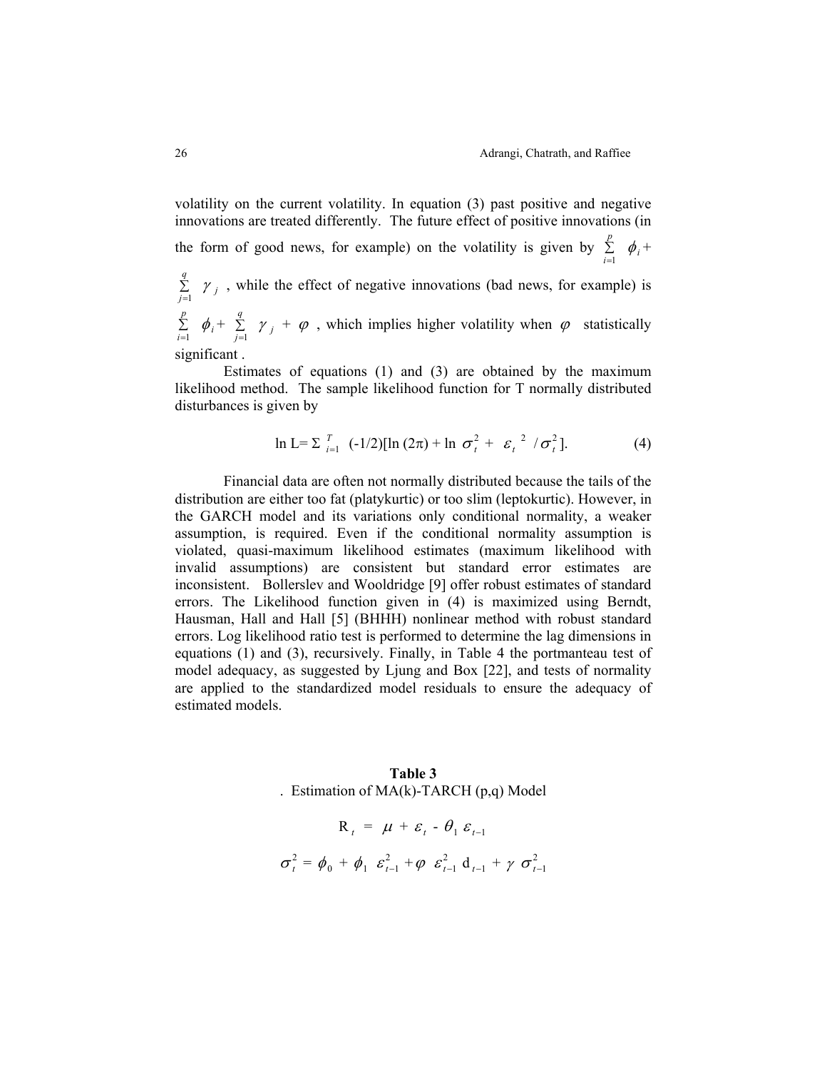volatility on the current volatility. In equation (3) past positive and negative innovations are treated differently. The future effect of positive innovations (in the form of good news, for example) on the volatility is given by $\sum_{i=1}^{p} \phi_i + \sum_{j=1}^{q} \gamma_j$, while the effect of negative innovations (bad news, for example) is $\sum_{i=1}^{p} \phi_i + \sum_{j=1}^{q} \gamma_j + \varphi$, which implies higher volatility when $\varphi$ statistically significant .

Estimates of equations (1) and (3) are obtained by the maximum likelihood method. The sample likelihood function for T normally distributed disturbances is given by

$$\ln L = \Sigma_{i=1}^{T} \ (-1/2)[\ln (2\pi) + \ln \sigma_t^2 + \varepsilon_t^{\ 2} / \sigma_t^2]. \qquad (4)$$

Financial data are often not normally distributed because the tails of the distribution are either too fat (platykurtic) or too slim (leptokurtic). However, in the GARCH model and its variations only conditional normality, a weaker assumption, is required. Even if the conditional normality assumption is violated, quasi-maximum likelihood estimates (maximum likelihood with invalid assumptions) are consistent but standard error estimates are inconsistent. Bollerslev and Wooldridge [9] offer robust estimates of standard errors. The Likelihood function given in (4) is maximized using Berndt, Hausman, Hall and Hall [5] (BHHH) nonlinear method with robust standard errors. Log likelihood ratio test is performed to determine the lag dimensions in equations (1) and (3), recursively. Finally, in Table 4 the portmanteau test of model adequacy, as suggested by Ljung and Box [22], and tests of normality are applied to the standardized model residuals to ensure the adequacy of estimated models.

**Table 3**

. Estimation of MA(k)-TARCH (p,q) Model

$$R_t = \mu + \varepsilon_t - \theta_1 \varepsilon_{t-1}$$

$$\sigma_t^2 = \phi_0 + \phi_1 \varepsilon_{t-1}^2 + \varphi \varepsilon_{t-1}^2 d_{t-1} + \gamma \sigma_{t-1}^2$$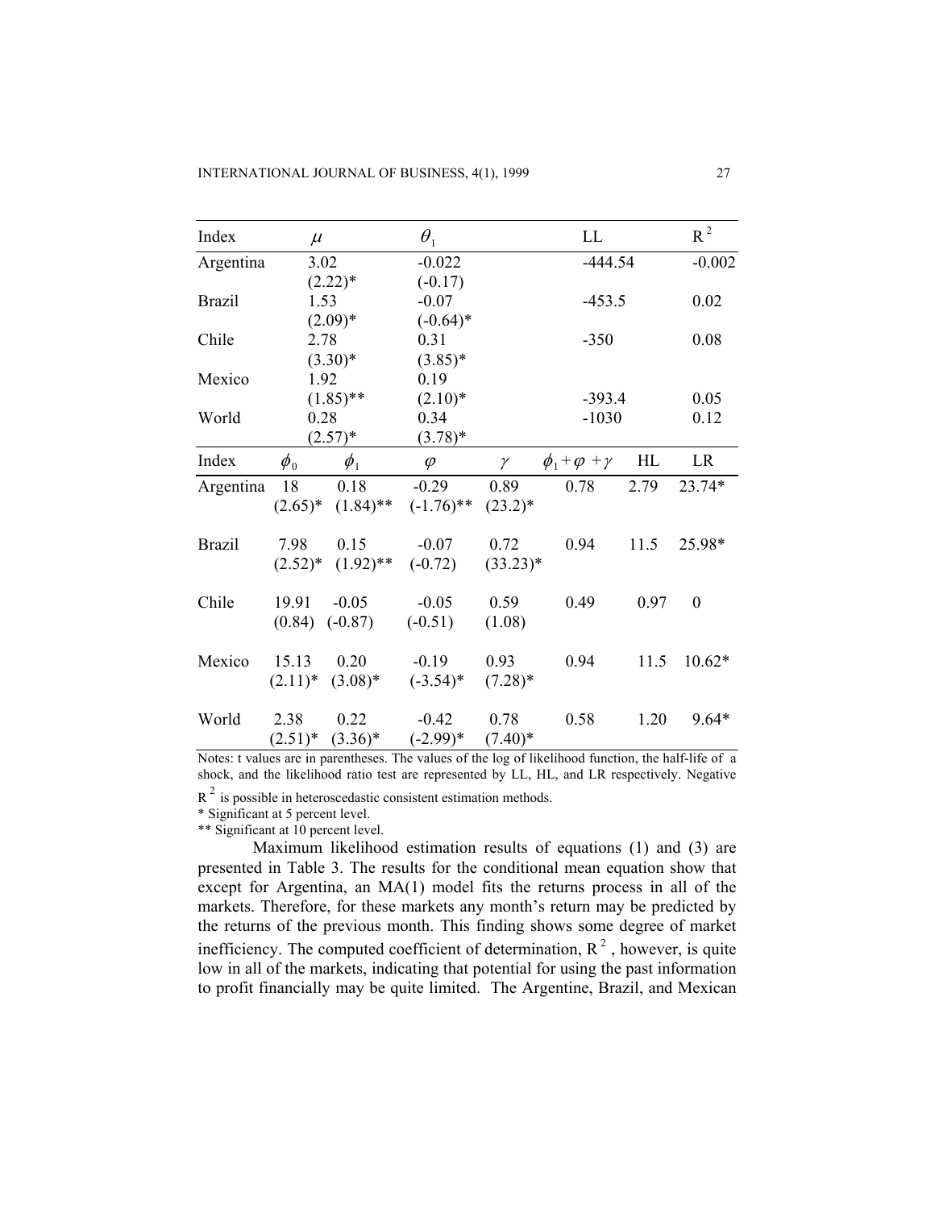| Index | $\mu$ | $\theta_1$ | LL | $R^2$ |
|---|---|---|---|---|
| Argentina | 3.02<br>(2.22)* | -0.022<br>(-0.17) | -444.54 | -0.002 |
| Brazil | 1.53<br>(2.09)* | -0.07<br>(-0.64)* | -453.5 | 0.02 |
| Chile | 2.78<br>(3.30)* | 0.31<br>(3.85)* | -350 | 0.08 |
| Mexico | 1.92<br>(1.85)** | 0.19<br>(2.10)* | -393.4 | 0.05 |
| World | 0.28<br>(2.57)* | 0.34<br>(3.78)* | -1030 | 0.12 |

| Index | $\phi_0$ | $\phi_1$ | $\varphi$ | $\gamma$ | $\phi_1 + \varphi + \gamma$ | HL | LR |
|---|---|---|---|---|---|---|---|
| Argentina | 18<br>(2.65)* | 0.18<br>(1.84)** | -0.29<br>(-1.76)** | 0.89<br>(23.2)* | 0.78 | 2.79 | 23.74* |
| Brazil | 7.98<br>(2.52)* | 0.15<br>(1.92)** | -0.07<br>(-0.72) | 0.72<br>(33.23)* | 0.94 | 11.5 | 25.98* |
| Chile | 19.91<br>(0.84) | -0.05<br>(-0.87) | -0.05<br>(-0.51) | 0.59<br>(1.08) | 0.49 | 0.97 | 0 |
| Mexico | 15.13<br>(2.11)* | 0.20<br>(3.08)* | -0.19<br>(-3.54)* | 0.93<br>(7.28)* | 0.94 | 11.5 | 10.62* |
| World | 2.38<br>(2.51)* | 0.22<br>(3.36)* | -0.42<br>(-2.99)* | 0.78<br>(7.40)* | 0.58 | 1.20 | 9.64* |

Notes: t values are in parentheses. The values of the log of likelihood function, the half-life of a shock, and the likelihood ratio test are represented by LL, HL, and LR respectively. Negative $R^2$ is possible in heteroscedastic consistent estimation methods.

* Significant at 5 percent level.

** Significant at 10 percent level.

Maximum likelihood estimation results of equations (1) and (3) are presented in Table 3. The results for the conditional mean equation show that except for Argentina, an MA(1) model fits the returns process in all of the markets. Therefore, for these markets any month's return may be predicted by the returns of the previous month. This finding shows some degree of market inefficiency. The computed coefficient of determination, $R^2$, however, is quite low in all of the markets, indicating that potential for using the past information to profit financially may be quite limited. The Argentine, Brazil, and Mexican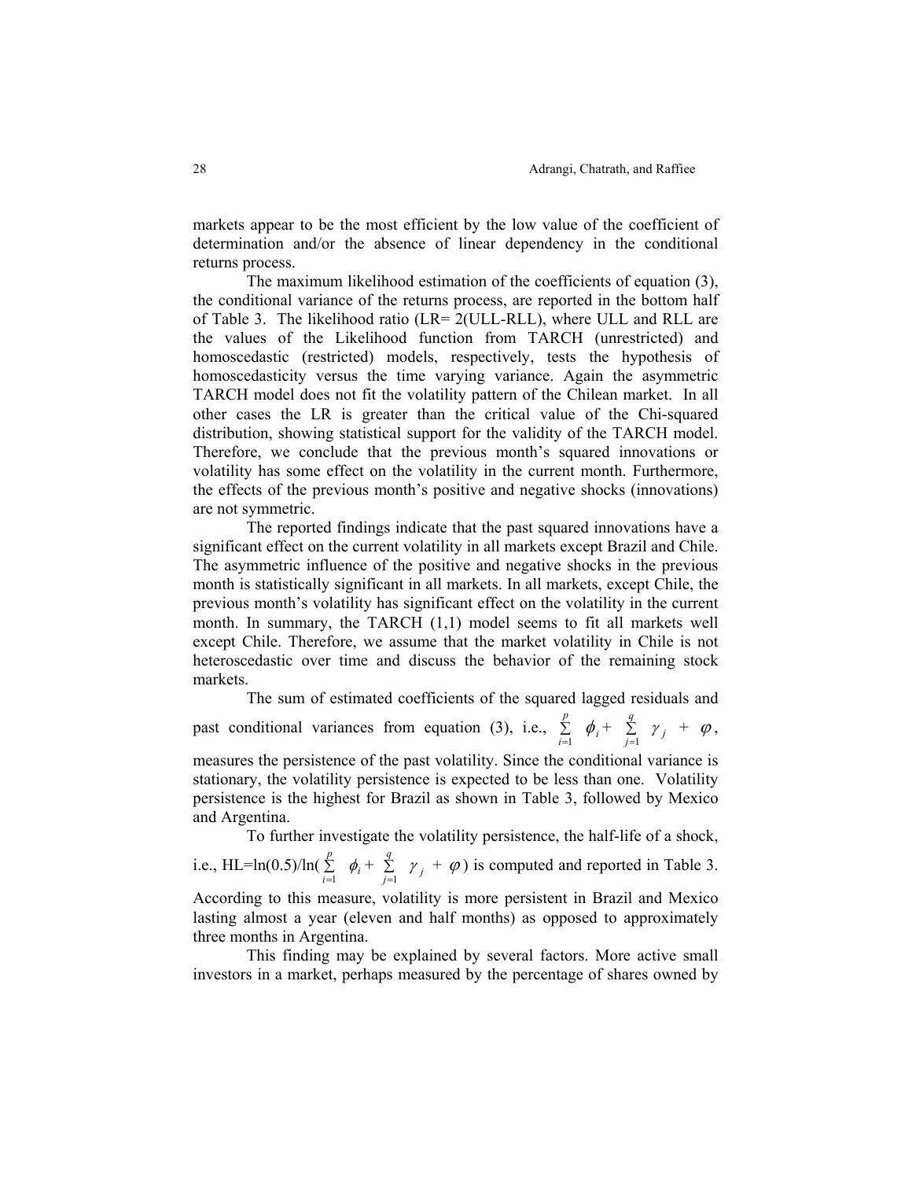markets appear to be the most efficient by the low value of the coefficient of determination and/or the absence of linear dependency in the conditional returns process.

The maximum likelihood estimation of the coefficients of equation (3), the conditional variance of the returns process, are reported in the bottom half of Table 3. The likelihood ratio (LR= 2(ULL-RLL), where ULL and RLL are the values of the Likelihood function from TARCH (unrestricted) and homoscedastic (restricted) models, respectively, tests the hypothesis of homoscedasticity versus the time varying variance. Again the asymmetric TARCH model does not fit the volatility pattern of the Chilean market. In all other cases the LR is greater than the critical value of the Chi-squared distribution, showing statistical support for the validity of the TARCH model. Therefore, we conclude that the previous month's squared innovations or volatility has some effect on the volatility in the current month. Furthermore, the effects of the previous month's positive and negative shocks (innovations) are not symmetric.

The reported findings indicate that the past squared innovations have a significant effect on the current volatility in all markets except Brazil and Chile. The asymmetric influence of the positive and negative shocks in the previous month is statistically significant in all markets. In all markets, except Chile, the previous month's volatility has significant effect on the volatility in the current month. In summary, the TARCH (1,1) model seems to fit all markets well except Chile. Therefore, we assume that the market volatility in Chile is not heteroscedastic over time and discuss the behavior of the remaining stock markets.

The sum of estimated coefficients of the squared lagged residuals and past conditional variances from equation (3), i.e., $\sum_{i=1}^{p} \phi_i + \sum_{j=1}^{q} \gamma_j + \varphi$, measures the persistence of the past volatility. Since the conditional variance is stationary, the volatility persistence is expected to be less than one. Volatility persistence is the highest for Brazil as shown in Table 3, followed by Mexico and Argentina.

To further investigate the volatility persistence, the half-life of a shock, i.e., $HL=\ln(0.5)/\ln(\sum_{i=1}^{p} \phi_i + \sum_{j=1}^{q} \gamma_j + \varphi)$ is computed and reported in Table 3. According to this measure, volatility is more persistent in Brazil and Mexico lasting almost a year (eleven and half months) as opposed to approximately three months in Argentina.

This finding may be explained by several factors. More active small investors in a market, perhaps measured by the percentage of shares owned by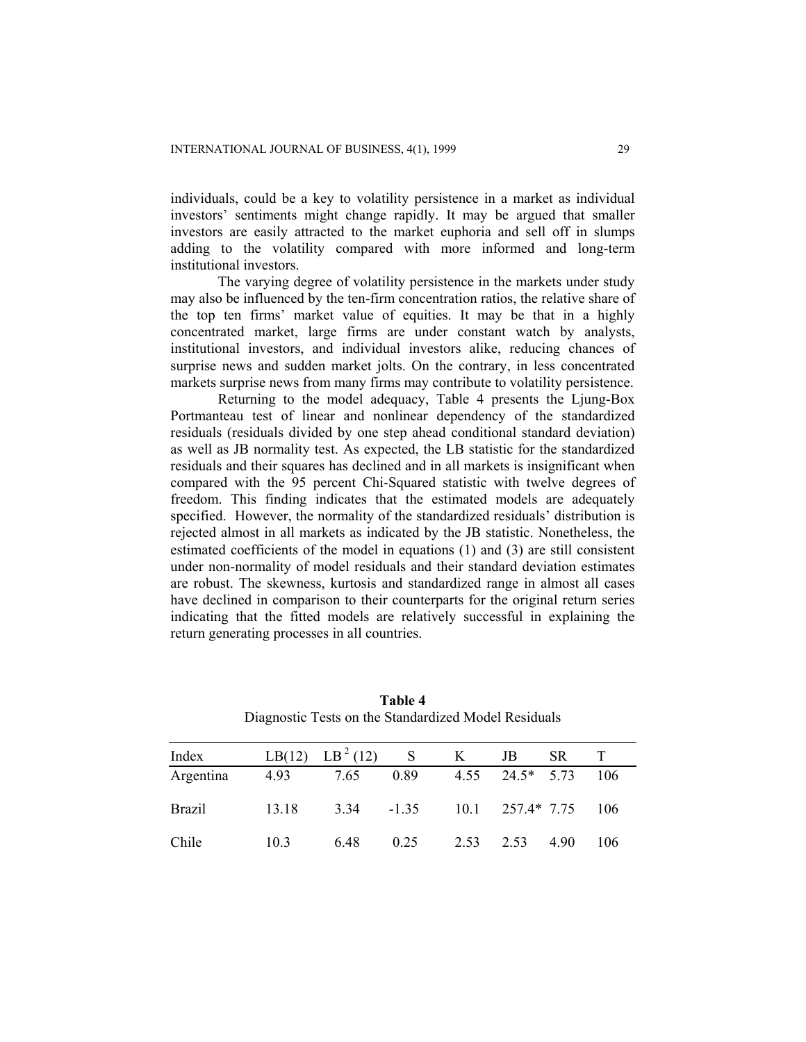individuals, could be a key to volatility persistence in a market as individual investors' sentiments might change rapidly. It may be argued that smaller investors are easily attracted to the market euphoria and sell off in slumps adding to the volatility compared with more informed and long-term institutional investors.

The varying degree of volatility persistence in the markets under study may also be influenced by the ten-firm concentration ratios, the relative share of the top ten firms' market value of equities. It may be that in a highly concentrated market, large firms are under constant watch by analysts, institutional investors, and individual investors alike, reducing chances of surprise news and sudden market jolts. On the contrary, in less concentrated markets surprise news from many firms may contribute to volatility persistence.

Returning to the model adequacy, Table 4 presents the Ljung-Box Portmanteau test of linear and nonlinear dependency of the standardized residuals (residuals divided by one step ahead conditional standard deviation) as well as JB normality test. As expected, the LB statistic for the standardized residuals and their squares has declined and in all markets is insignificant when compared with the 95 percent Chi-Squared statistic with twelve degrees of freedom. This finding indicates that the estimated models are adequately specified. However, the normality of the standardized residuals' distribution is rejected almost in all markets as indicated by the JB statistic. Nonetheless, the estimated coefficients of the model in equations (1) and (3) are still consistent under non-normality of model residuals and their standard deviation estimates are robust. The skewness, kurtosis and standardized range in almost all cases have declined in comparison to their counterparts for the original return series indicating that the fitted models are relatively successful in explaining the return generating processes in all countries.

**Table 4**
Diagnostic Tests on the Standardized Model Residuals

| Index | LB(12) | $LB^2(12)$ | S | K | JB | SR | T |
|---|---|---|---|---|---|---|---|
| Argentina | 4.93 | 7.65 | 0.89 | 4.55 | 24.5* | 5.73 | 106 |
| Brazil | 13.18 | 3.34 | -1.35 | 10.1 | 257.4* | 7.75 | 106 |
| Chile | 10.3 | 6.48 | 0.25 | 2.53 | 2.53 | 4.90 | 106 |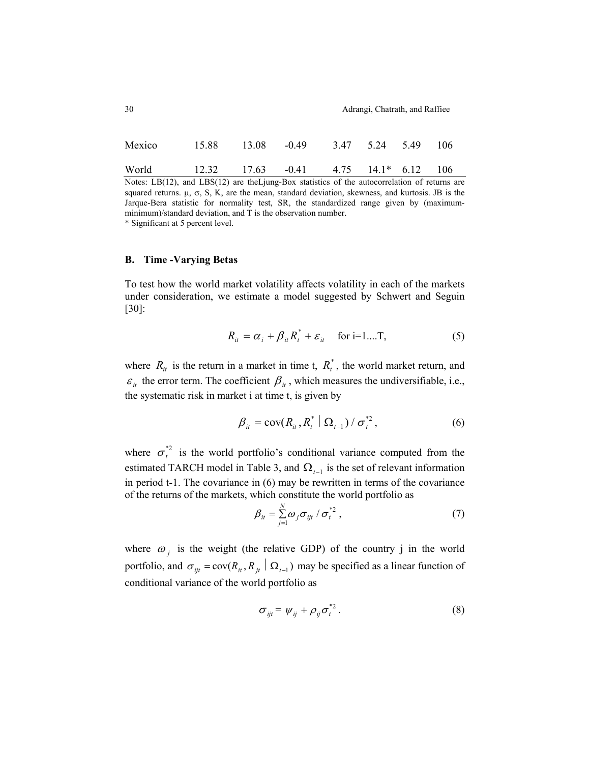| | | | | | | | |
|---|---|---|---|---|---|---|---|
| Mexico | 15.88 | 13.08 | -0.49 | 3.47 | 5.24 | 5.49 | 106 |
| World | 12.32 | 17.63 | -0.41 | 4.75 | 14.1* | 6.12 | 106 |

Notes: LB(12), and LBS(12) are theLjung-Box statistics of the autocorrelation of returns are squared returns. μ, σ, S, K, are the mean, standard deviation, skewness, and kurtosis. JB is the Jarque-Bera statistic for normality test, SR, the standardized range given by (maximum-minimum)/standard deviation, and T is the observation number.

* Significant at 5 percent level.

## B. Time -Varying Betas

To test how the world market volatility affects volatility in each of the markets under consideration, we estimate a model suggested by Schwert and Seguin [30]:

$$R_{it} = \alpha_i + \beta_{it} R_t^* + \varepsilon_{it} \quad \text{for i=1....T,} \tag{5}$$

where $R_{it}$ is the return in a market in time t, $R_t^*$, the world market return, and $\varepsilon_{it}$ the error term. The coefficient $\beta_{it}$, which measures the undiversifiable, i.e., the systematic risk in market i at time t, is given by

$$\beta_{it} = \text{cov}(R_{it}, R_t^* \mid \Omega_{t-1}) / \sigma_t^{*2}, \tag{6}$$

where $\sigma_t^{*2}$ is the world portfolio's conditional variance computed from the estimated TARCH model in Table 3, and $\Omega_{t-1}$ is the set of relevant information in period t-1. The covariance in (6) may be rewritten in terms of the covariance of the returns of the markets, which constitute the world portfolio as

$$\beta_{it} = \sum_{j=1}^{N} \omega_j \sigma_{ijt} / \sigma_t^{*2}, \tag{7}$$

where $\omega_j$ is the weight (the relative GDP) of the country j in the world portfolio, and $\sigma_{ijt} = \text{cov}(R_{it}, R_{jt} \mid \Omega_{t-1})$ may be specified as a linear function of conditional variance of the world portfolio as

$$\sigma_{ijt} = \psi_{ij} + \rho_{ij} \sigma_t^{*2}. \tag{8}$$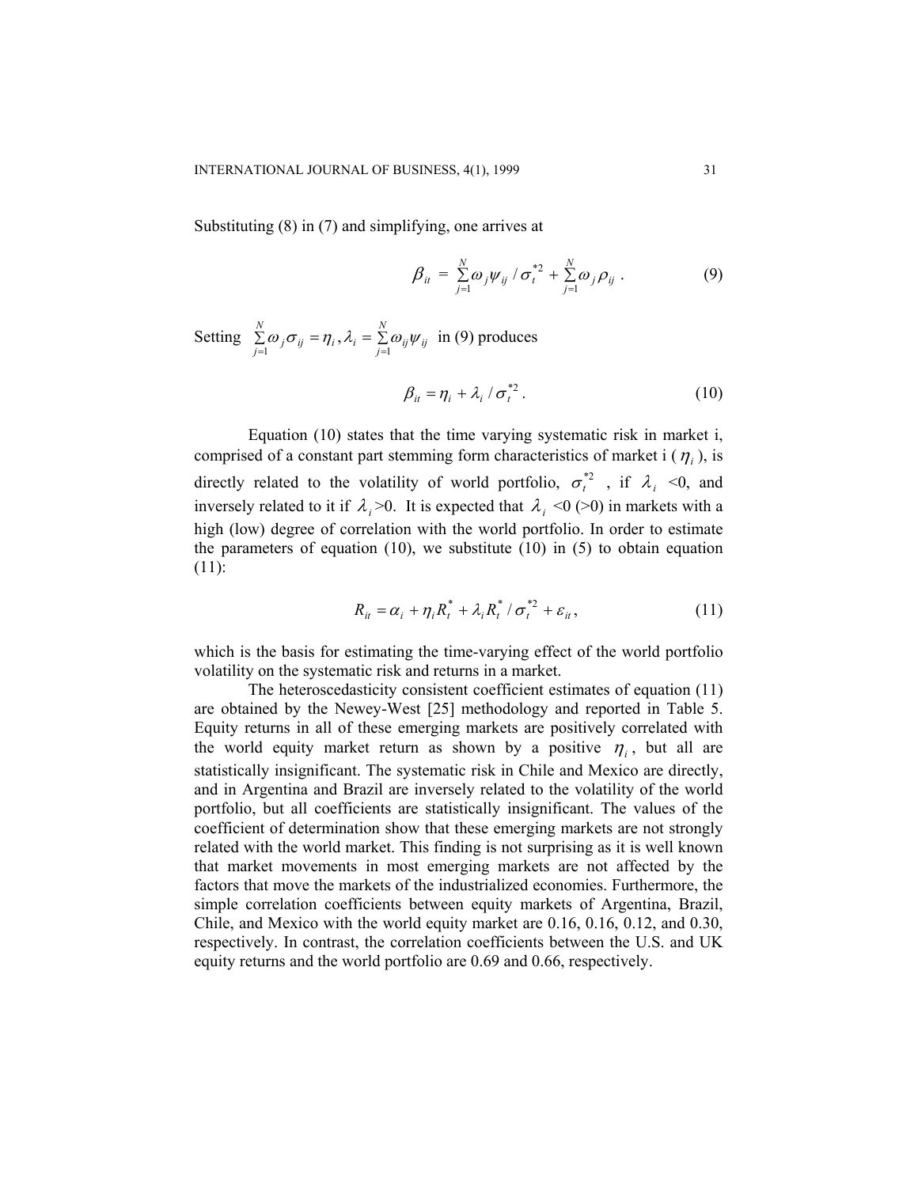Substituting (8) in (7) and simplifying, one arrives at

$$\beta_{it} = \sum_{j=1}^{N} \omega_j \psi_{ij} / \sigma_t^{*2} + \sum_{j=1}^{N} \omega_j \rho_{ij} \; . \tag{9}$$

Setting $\sum_{j=1}^{N} \omega_j \sigma_{ij} = \eta_i, \lambda_i = \sum_{j=1}^{N} \omega_{ij} \psi_{ij}$ in (9) produces

$$\beta_{it} = \eta_i + \lambda_i / \sigma_t^{*2} \, . \tag{10}$$

Equation (10) states that the time varying systematic risk in market i, comprised of a constant part stemming form characteristics of market i ($\eta_i$), is directly related to the volatility of world portfolio, $\sigma_t^{*2}$, if $\lambda_i$ <0, and inversely related to it if $\lambda_i$>0. It is expected that $\lambda_i$ <0 (>0) in markets with a high (low) degree of correlation with the world portfolio. In order to estimate the parameters of equation (10), we substitute (10) in (5) to obtain equation (11):

$$R_{it} = \alpha_i + \eta_i R_t^* + \lambda_i R_t^* / \sigma_t^{*2} + \varepsilon_{it} \, , \tag{11}$$

which is the basis for estimating the time-varying effect of the world portfolio volatility on the systematic risk and returns in a market.

The heteroscedasticity consistent coefficient estimates of equation (11) are obtained by the Newey-West [25] methodology and reported in Table 5. Equity returns in all of these emerging markets are positively correlated with the world equity market return as shown by a positive $\eta_i$, but all are statistically insignificant. The systematic risk in Chile and Mexico are directly, and in Argentina and Brazil are inversely related to the volatility of the world portfolio, but all coefficients are statistically insignificant. The values of the coefficient of determination show that these emerging markets are not strongly related with the world market. This finding is not surprising as it is well known that market movements in most emerging markets are not affected by the factors that move the markets of the industrialized economies. Furthermore, the simple correlation coefficients between equity markets of Argentina, Brazil, Chile, and Mexico with the world equity market are 0.16, 0.16, 0.12, and 0.30, respectively. In contrast, the correlation coefficients between the U.S. and UK equity returns and the world portfolio are 0.69 and 0.66, respectively.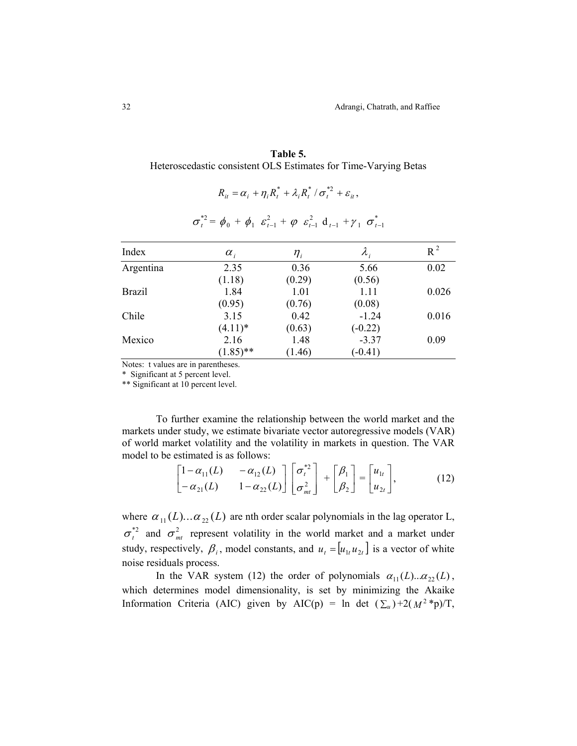**Table 5.**
Heteroscedastic consistent OLS Estimates for Time-Varying Betas

$$R_{it} = \alpha_i + \eta_i R_t^* + \lambda_i R_t^* / \sigma_t^{*2} + \varepsilon_{it},$$

$$\sigma_t^{*2} = \phi_0 + \phi_1 \ \varepsilon_{t-1}^2 + \varphi \ \varepsilon_{t-1}^2 \ \mathrm{d}_{t-1} + \gamma_1 \ \sigma_{t-1}^*$$

| Index | $\alpha_i$ | $\eta_i$ | $\lambda_i$ | $R^2$ |
|---|---|---|---|---|
| Argentina | 2.35 | 0.36 | 5.66 | 0.02 |
| | (1.18) | (0.29) | (0.56) | |
| Brazil | 1.84 | 1.01 | 1.11 | 0.026 |
| | (0.95) | (0.76) | (0.08) | |
| Chile | 3.15 | 0.42 | -1.24 | 0.016 |
| | (4.11)* | (0.63) | (-0.22) | |
| Mexico | 2.16 | 1.48 | -3.37 | 0.09 |
| | (1.85)** | (1.46) | (-0.41) | |

Notes: t values are in parentheses.
\* Significant at 5 percent level.
\*\* Significant at 10 percent level.

To further examine the relationship between the world market and the markets under study, we estimate bivariate vector autoregressive models (VAR) of world market volatility and the volatility in markets in question. The VAR model to be estimated is as follows:

$$\begin{bmatrix} 1-\alpha_{11}(L) & -\alpha_{12}(L) \\ -\alpha_{21}(L) & 1-\alpha_{22}(L) \end{bmatrix} \begin{bmatrix} \sigma_t^{*2} \\ \sigma_{mt}^2 \end{bmatrix} + \begin{bmatrix} \beta_1 \\ \beta_2 \end{bmatrix} = \begin{bmatrix} u_{1t} \\ u_{2t} \end{bmatrix}, \tag{12}$$

where $\alpha_{11}(L)\ldots\alpha_{22}(L)$ are nth order scalar polynomials in the lag operator L, $\sigma_t^{*2}$ and $\sigma_{mt}^2$ represent volatility in the world market and a market under study, respectively, $\beta_i$, model constants, and $u_t = [u_{1t}\, u_{2t}]$ is a vector of white noise residuals process.

In the VAR system (12) the order of polynomials $\alpha_{11}(L)\ldots\alpha_{22}(L)$, which determines model dimensionality, is set by minimizing the Akaike Information Criteria (AIC) given by AIC(p) = ln det $(\sum_u)$+2($M^2$\*p)/T,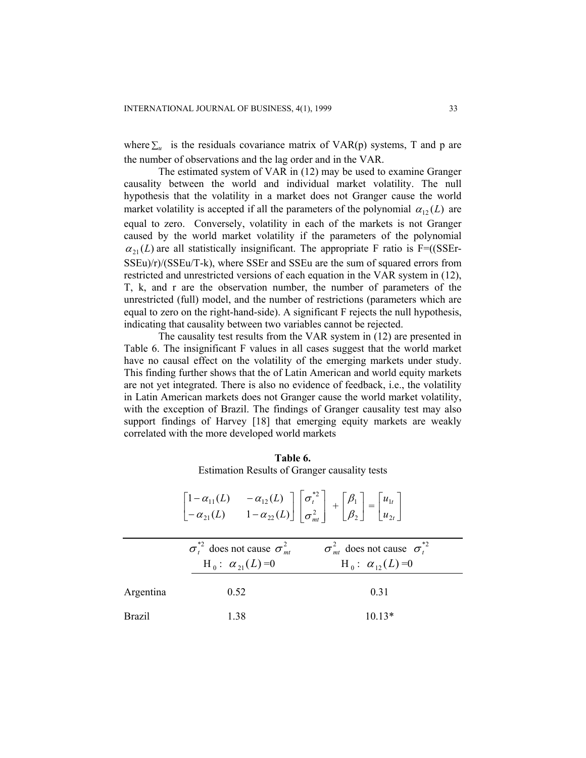where $\sum_u$ is the residuals covariance matrix of VAR(p) systems, T and p are the number of observations and the lag order and in the VAR.

The estimated system of VAR in (12) may be used to examine Granger causality between the world and individual market volatility. The null hypothesis that the volatility in a market does not Granger cause the world market volatility is accepted if all the parameters of the polynomial $\alpha_{12}(L)$ are equal to zero. Conversely, volatility in each of the markets is not Granger caused by the world market volatility if the parameters of the polynomial $\alpha_{21}(L)$ are all statistically insignificant. The appropriate F ratio is F=((SSEr-SSEu)/r)/(SSEu/T-k), where SSEr and SSEu are the sum of squared errors from restricted and unrestricted versions of each equation in the VAR system in (12), T, k, and r are the observation number, the number of parameters of the unrestricted (full) model, and the number of restrictions (parameters which are equal to zero on the right-hand-side). A significant F rejects the null hypothesis, indicating that causality between two variables cannot be rejected.

The causality test results from the VAR system in (12) are presented in Table 6. The insignificant F values in all cases suggest that the world market have no causal effect on the volatility of the emerging markets under study. This finding further shows that the of Latin American and world equity markets are not yet integrated. There is also no evidence of feedback, i.e., the volatility in Latin American markets does not Granger cause the world market volatility, with the exception of Brazil. The findings of Granger causality test may also support findings of Harvey [18] that emerging equity markets are weakly correlated with the more developed world markets

**Table 6.**
Estimation Results of Granger causality tests

$$\begin{bmatrix} 1-\alpha_{11}(L) & -\alpha_{12}(L) \\ -\alpha_{21}(L) & 1-\alpha_{22}(L) \end{bmatrix} \begin{bmatrix} \sigma_t^{*2} \\ \sigma_{mt}^2 \end{bmatrix} + \begin{bmatrix} \beta_1 \\ \beta_2 \end{bmatrix} = \begin{bmatrix} u_{1t} \\ u_{2t} \end{bmatrix}$$

| | $\sigma_t^{*2}$ does not cause $\sigma_{mt}^2$ H$_0$: $\alpha_{21}(L)$=0 | $\sigma_{mt}^2$ does not cause $\sigma_t^{*2}$ H$_0$: $\alpha_{12}(L)$=0 |
|---|---|---|
| Argentina | 0.52 | 0.31 |
| Brazil | 1.38 | 10.13* |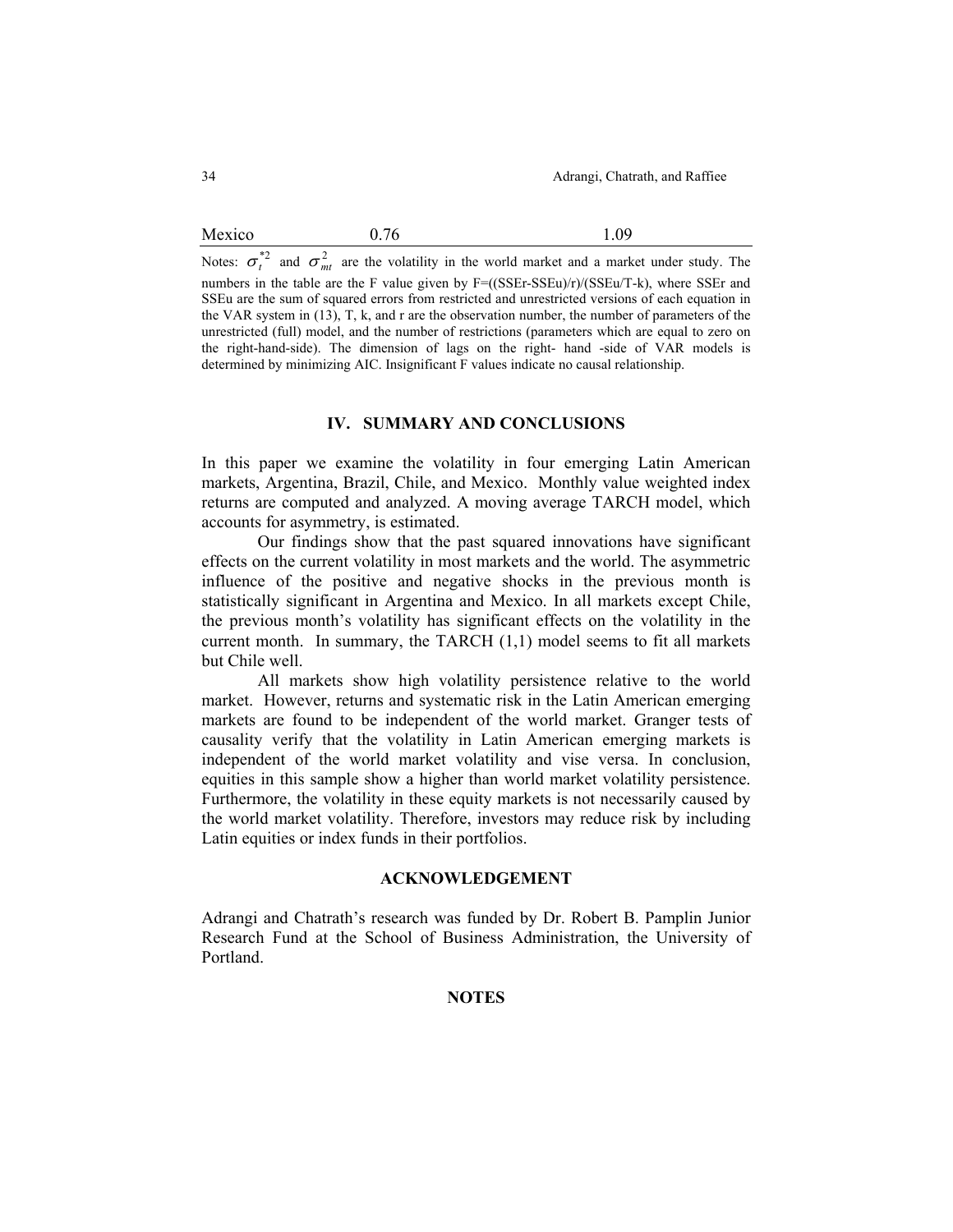| Mexico | 0.76 | 1.09 |
|---|---|---|

Notes: $\sigma_t^{*2}$ and $\sigma_{mt}^2$ are the volatility in the world market and a market under study. The numbers in the table are the F value given by F=((SSEr-SSEu)/r)/(SSEu/T-k), where SSEr and SSEu are the sum of squared errors from restricted and unrestricted versions of each equation in the VAR system in (13), T, k, and r are the observation number, the number of parameters of the unrestricted (full) model, and the number of restrictions (parameters which are equal to zero on the right-hand-side). The dimension of lags on the right- hand -side of VAR models is determined by minimizing AIC. Insignificant F values indicate no causal relationship.

## IV. SUMMARY AND CONCLUSIONS

In this paper we examine the volatility in four emerging Latin American markets, Argentina, Brazil, Chile, and Mexico. Monthly value weighted index returns are computed and analyzed. A moving average TARCH model, which accounts for asymmetry, is estimated.

Our findings show that the past squared innovations have significant effects on the current volatility in most markets and the world. The asymmetric influence of the positive and negative shocks in the previous month is statistically significant in Argentina and Mexico. In all markets except Chile, the previous month's volatility has significant effects on the volatility in the current month. In summary, the TARCH (1,1) model seems to fit all markets but Chile well.

All markets show high volatility persistence relative to the world market. However, returns and systematic risk in the Latin American emerging markets are found to be independent of the world market. Granger tests of causality verify that the volatility in Latin American emerging markets is independent of the world market volatility and vise versa. In conclusion, equities in this sample show a higher than world market volatility persistence. Furthermore, the volatility in these equity markets is not necessarily caused by the world market volatility. Therefore, investors may reduce risk by including Latin equities or index funds in their portfolios.

## ACKNOWLEDGEMENT

Adrangi and Chatrath's research was funded by Dr. Robert B. Pamplin Junior Research Fund at the School of Business Administration, the University of Portland.

## NOTES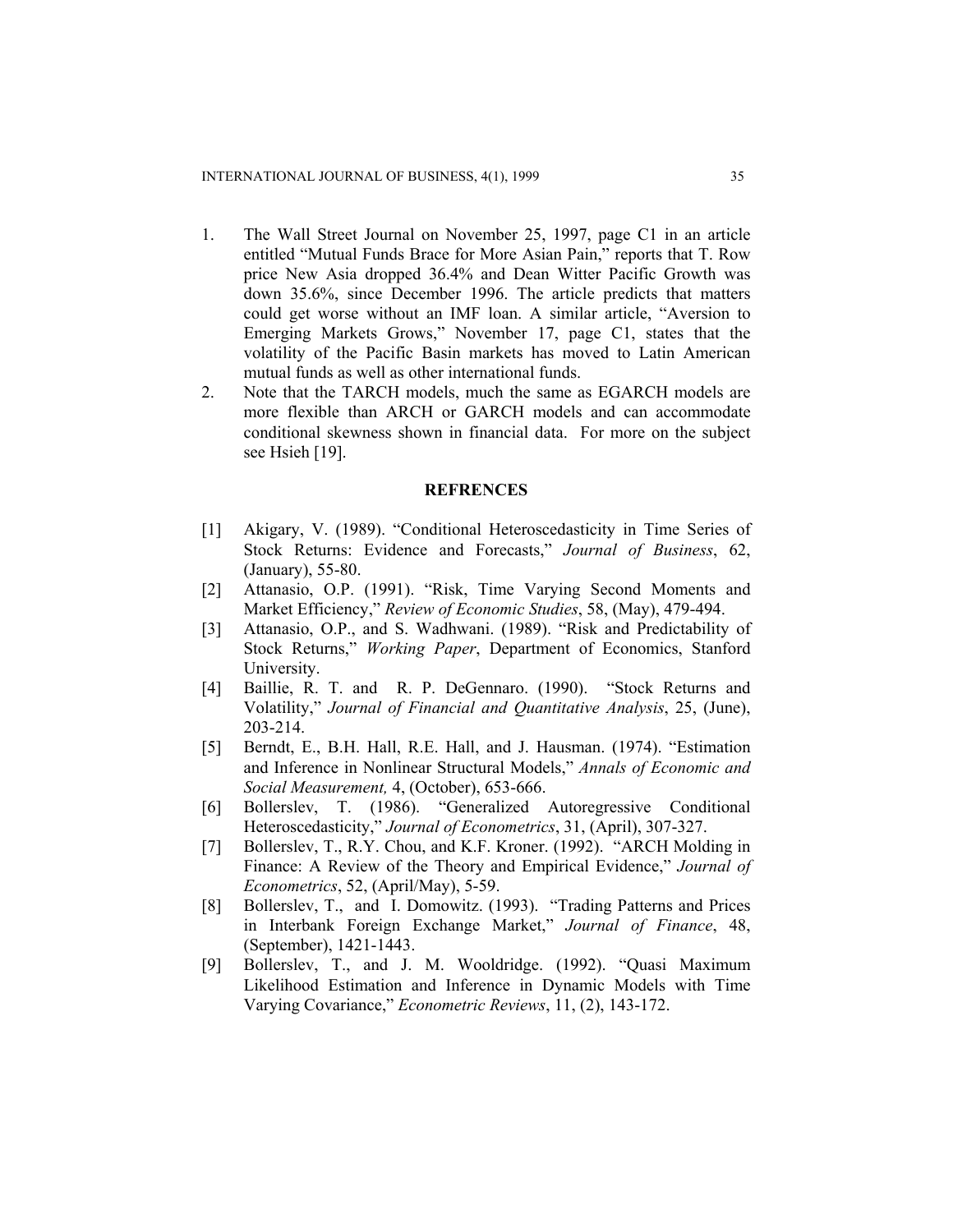1. The Wall Street Journal on November 25, 1997, page C1 in an article entitled "Mutual Funds Brace for More Asian Pain," reports that T. Row price New Asia dropped 36.4% and Dean Witter Pacific Growth was down 35.6%, since December 1996. The article predicts that matters could get worse without an IMF loan. A similar article, "Aversion to Emerging Markets Grows," November 17, page C1, states that the volatility of the Pacific Basin markets has moved to Latin American mutual funds as well as other international funds.
2. Note that the TARCH models, much the same as EGARCH models are more flexible than ARCH or GARCH models and can accommodate conditional skewness shown in financial data. For more on the subject see Hsieh [19].

## REFRENCES

[1] Akigary, V. (1989). "Conditional Heteroscedasticity in Time Series of Stock Returns: Evidence and Forecasts," *Journal of Business*, 62, (January), 55-80.

[2] Attanasio, O.P. (1991). "Risk, Time Varying Second Moments and Market Efficiency," *Review of Economic Studies*, 58, (May), 479-494.

[3] Attanasio, O.P., and S. Wadhwani. (1989). "Risk and Predictability of Stock Returns," *Working Paper*, Department of Economics, Stanford University.

[4] Baillie, R. T. and R. P. DeGennaro. (1990). "Stock Returns and Volatility," *Journal of Financial and Quantitative Analysis*, 25, (June), 203-214.

[5] Berndt, E., B.H. Hall, R.E. Hall, and J. Hausman. (1974). "Estimation and Inference in Nonlinear Structural Models," *Annals of Economic and Social Measurement,* 4, (October), 653-666.

[6] Bollerslev, T. (1986). "Generalized Autoregressive Conditional Heteroscedasticity," *Journal of Econometrics*, 31, (April), 307-327.

[7] Bollerslev, T., R.Y. Chou, and K.F. Kroner. (1992). "ARCH Molding in Finance: A Review of the Theory and Empirical Evidence," *Journal of Econometrics*, 52, (April/May), 5-59.

[8] Bollerslev, T., and I. Domowitz. (1993). "Trading Patterns and Prices in Interbank Foreign Exchange Market," *Journal of Finance*, 48, (September), 1421-1443.

[9] Bollerslev, T., and J. M. Wooldridge. (1992). "Quasi Maximum Likelihood Estimation and Inference in Dynamic Models with Time Varying Covariance," *Econometric Reviews*, 11, (2), 143-172.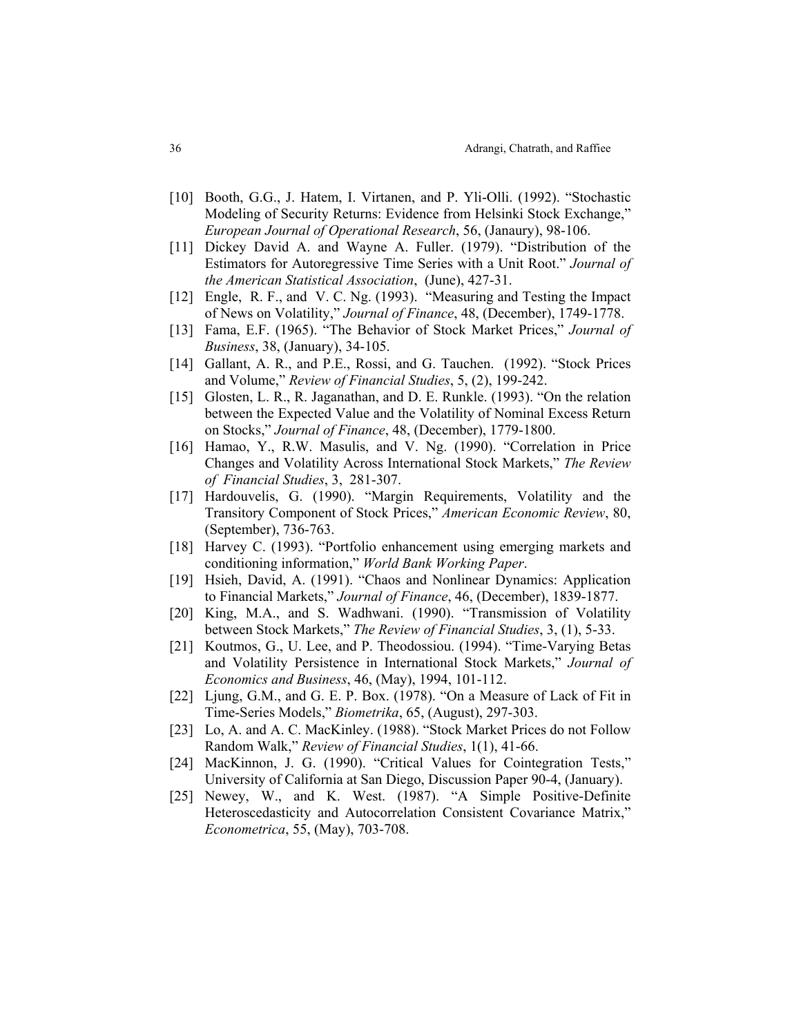[10] Booth, G.G., J. Hatem, I. Virtanen, and P. Yli-Olli. (1992). "Stochastic Modeling of Security Returns: Evidence from Helsinki Stock Exchange," *European Journal of Operational Research*, 56, (Janaury), 98-106.

[11] Dickey David A. and Wayne A. Fuller. (1979). "Distribution of the Estimators for Autoregressive Time Series with a Unit Root." *Journal of the American Statistical Association*, (June), 427-31.

[12] Engle, R. F., and V. C. Ng. (1993). "Measuring and Testing the Impact of News on Volatility," *Journal of Finance*, 48, (December), 1749-1778.

[13] Fama, E.F. (1965). "The Behavior of Stock Market Prices," *Journal of Business*, 38, (January), 34-105.

[14] Gallant, A. R., and P.E., Rossi, and G. Tauchen. (1992). "Stock Prices and Volume," *Review of Financial Studies*, 5, (2), 199-242.

[15] Glosten, L. R., R. Jaganathan, and D. E. Runkle. (1993). "On the relation between the Expected Value and the Volatility of Nominal Excess Return on Stocks," *Journal of Finance*, 48, (December), 1779-1800.

[16] Hamao, Y., R.W. Masulis, and V. Ng. (1990). "Correlation in Price Changes and Volatility Across International Stock Markets," *The Review of Financial Studies*, 3, 281-307.

[17] Hardouvelis, G. (1990). "Margin Requirements, Volatility and the Transitory Component of Stock Prices," *American Economic Review*, 80, (September), 736-763.

[18] Harvey C. (1993). "Portfolio enhancement using emerging markets and conditioning information," *World Bank Working Paper*.

[19] Hsieh, David, A. (1991). "Chaos and Nonlinear Dynamics: Application to Financial Markets," *Journal of Finance*, 46, (December), 1839-1877.

[20] King, M.A., and S. Wadhwani. (1990). "Transmission of Volatility between Stock Markets," *The Review of Financial Studies*, 3, (1), 5-33.

[21] Koutmos, G., U. Lee, and P. Theodossiou. (1994). "Time-Varying Betas and Volatility Persistence in International Stock Markets," *Journal of Economics and Business*, 46, (May), 1994, 101-112.

[22] Ljung, G.M., and G. E. P. Box. (1978). "On a Measure of Lack of Fit in Time-Series Models," *Biometrika*, 65, (August), 297-303.

[23] Lo, A. and A. C. MacKinley. (1988). "Stock Market Prices do not Follow Random Walk," *Review of Financial Studies*, 1(1), 41-66.

[24] MacKinnon, J. G. (1990). "Critical Values for Cointegration Tests," University of California at San Diego, Discussion Paper 90-4, (January).

[25] Newey, W., and K. West. (1987). "A Simple Positive-Definite Heteroscedasticity and Autocorrelation Consistent Covariance Matrix," *Econometrica*, 55, (May), 703-708.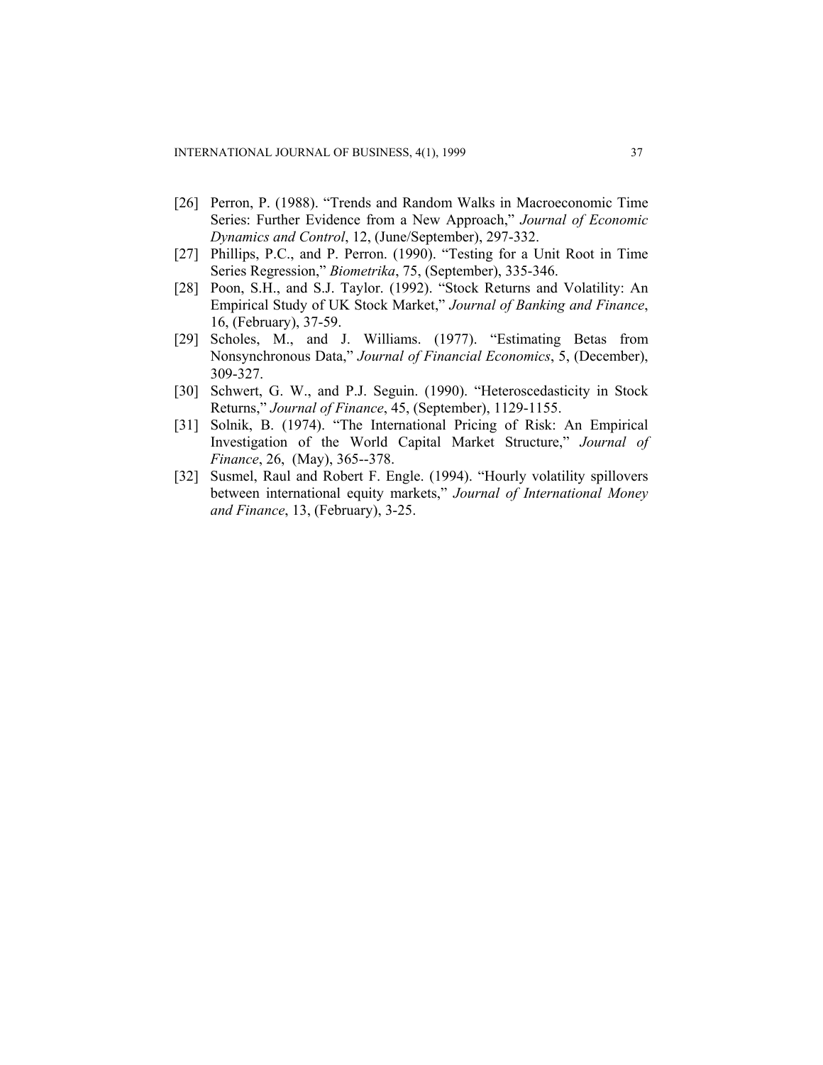[26] Perron, P. (1988). "Trends and Random Walks in Macroeconomic Time Series: Further Evidence from a New Approach," *Journal of Economic Dynamics and Control*, 12, (June/September), 297-332.

[27] Phillips, P.C., and P. Perron. (1990). "Testing for a Unit Root in Time Series Regression," *Biometrika*, 75, (September), 335-346.

[28] Poon, S.H., and S.J. Taylor. (1992). "Stock Returns and Volatility: An Empirical Study of UK Stock Market," *Journal of Banking and Finance*, 16, (February), 37-59.

[29] Scholes, M., and J. Williams. (1977). "Estimating Betas from Nonsynchronous Data," *Journal of Financial Economics*, 5, (December), 309-327.

[30] Schwert, G. W., and P.J. Seguin. (1990). "Heteroscedasticity in Stock Returns," *Journal of Finance*, 45, (September), 1129-1155.

[31] Solnik, B. (1974). "The International Pricing of Risk: An Empirical Investigation of the World Capital Market Structure," *Journal of Finance*, 26, (May), 365--378.

[32] Susmel, Raul and Robert F. Engle. (1994). "Hourly volatility spillovers between international equity markets," *Journal of International Money and Finance*, 13, (February), 3-25.